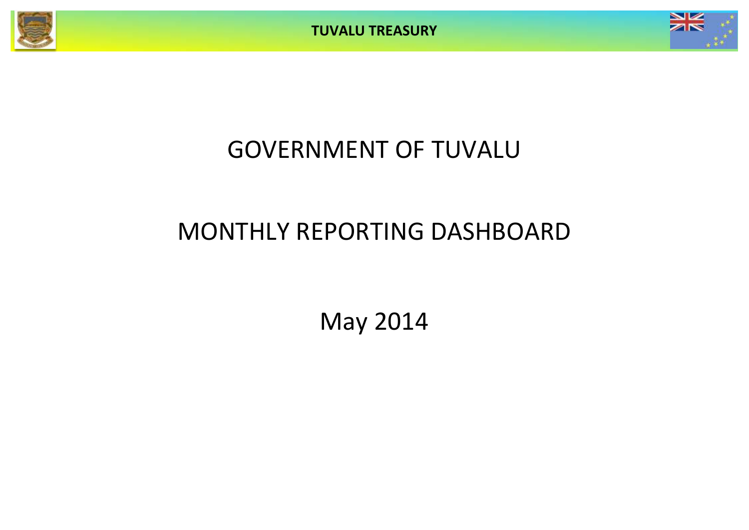# GOVERNMENT OF TUVALU

# MONTHLY REPORTING DASHBOARD

## May 2014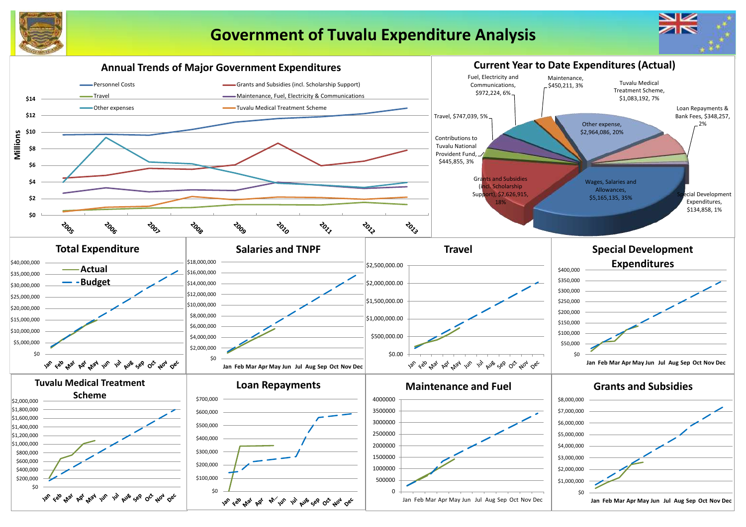# Government of Tuvalu Expenditure Analysis

## Annual Trends of Major Government Expenditures

Personnel Costs
Grants and Subsidies (incl. Scholarship Support)
Travel
Maintenance, Fuel, Electricity & Communications
Other expenses
Tuvalu Medical Treatment Scheme

Millions

$14
$12
$10
$8
$6
$4
$2
$0

2005 2006 2007 2008 2009 2010 2011 2012 2013

## Current Year to Date Expenditures (Actual)

Fuel, Electricity and Communications, $972,224, 6%
Maintenance, $450,211, 3%
Tuvalu Medical Treatment Scheme, $1,083,192, 7%
Loan Repayments & Bank Fees, $348,257, 2%
Other expense, $2,964,086, 20%
Travel, $747,039, 5%
Contributions to Tuvalu National Provident Fund, $445,855, 3%
Grants and Subsidies (incl. Scholarship Support), $2,626,915, 18%
Wages, Salaries and Allowances, $5,165,135, 35%
Special Development Expenditures, $134,858, 1%

## Total Expenditure

Actual
Budget

$40,000,000
$35,000,000
$30,000,000
$25,000,000
$20,000,000
$15,000,000
$10,000,000
$5,000,000
$0

Jan Feb Mar Apr May Jun Jul Aug Sep Oct Nov Dec

## Salaries and TNPF

$18,000,000
$16,000,000
$14,000,000
$12,000,000
$10,000,000
$8,000,000
$6,000,000
$4,000,000
$2,000,000
$0

Jan Feb Mar Apr May Jun Jul Aug Sep Oct Nov Dec

## Travel

$2,500,000.00
$2,000,000.00
$1,500,000.00
$1,000,000.00
$500,000.00
$0.00

Jan Feb Mar Apr May Jun Jul Aug Sep Oct Nov Dec

## Special Development Expenditures

$400,000
$350,000
$300,000
$250,000
$200,000
$150,000
$100,000
$50,000
$0

Jan Feb Mar Apr May Jun Jul Aug Sep Oct Nov Dec

## Tuvalu Medical Treatment Scheme

$2,000,000
$1,800,000
$1,600,000
$1,400,000
$1,200,000
$1,000,000
$800,000
$600,000
$400,000
$200,000
$0

Jan Feb Mar Apr May Jun Jul Aug Sep Oct Nov Dec

## Loan Repayments

$700,000
$600,000
$500,000
$400,000
$300,000
$200,000
$100,000
$0

Jan Feb Mar Apr M... Jun Jul Aug Sep Oct Nov Dec

## Maintenance and Fuel

4000000
3500000
3000000
2500000
2000000
1500000
1000000
500000
0

Jan Feb Mar Apr May Jun Jul Aug Sep Oct Nov Dec

## Grants and Subsidies

$8,000,000
$7,000,000
$6,000,000
$5,000,000
$4,000,000
$3,000,000
$2,000,000
$1,000,000
$0

Jan Feb Mar Apr May Jun Jul Aug Sep Oct Nov Dec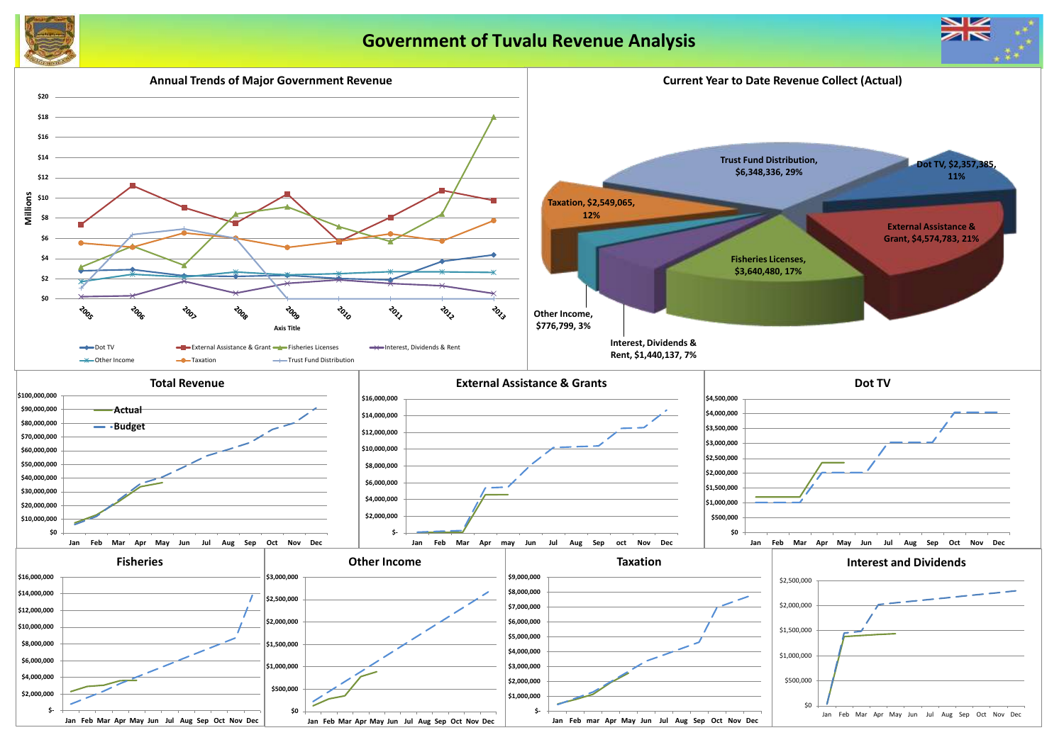# Government of Tuvalu Revenue Analysis

## Annual Trends of Major Government Revenue

$20
$18
$16
$14
$12
$10
$8
$6
$4
$2
$0

Millions

2005 2006 2007 2008 2009 2010 2011 2012 2013

Axis Title

Dot TV
External Assistance & Grant
Fisheries Licenses
Interest, Dividends & Rent
Other Income
Taxation
Trust Fund Distribution

## Current Year to Date Revenue Collect (Actual)

Trust Fund Distribution, $6,348,336, 29%

Dot TV, $2,357,385, 11%

External Assistance & Grant, $4,574,783, 21%

Fisheries Licenses, $3,640,480, 17%

Interest, Dividends & Rent, $1,440,137, 7%

Other Income, $776,799, 3%

Taxation, $2,549,065, 12%

## Total Revenue

$100,000,000
$90,000,000
$80,000,000
$70,000,000
$60,000,000
$50,000,000
$40,000,000
$30,000,000
$20,000,000
$10,000,000
$0

Actual
Budget

Jan Feb Mar Apr May Jun Jul Aug Sep Oct Nov Dec

## External Assistance & Grants

$16,000,000
$14,000,000
$12,000,000
$10,000,000
$8,000,000
$6,000,000
$4,000,000
$2,000,000
$-

Jan Feb Mar Apr may Jun Jul Aug Sep oct Nov Dec

## Dot TV

$4,500,000
$4,000,000
$3,500,000
$3,000,000
$2,500,000
$2,000,000
$1,500,000
$1,000,000
$500,000
$0

Jan Feb Mar Apr May Jun Jul Aug Sep Oct Nov Dec

## Fisheries

$16,000,000
$14,000,000
$12,000,000
$10,000,000
$8,000,000
$6,000,000
$4,000,000
$2,000,000
$-

Jan Feb Mar Apr May Jun Jul Aug Sep Oct Nov Dec

## Other Income

$3,000,000
$2,500,000
$2,000,000
$1,500,000
$1,000,000
$500,000
$0

Jan Feb Mar Apr May Jun Jul Aug Sep Oct Nov Dec

## Taxation

$9,000,000
$8,000,000
$7,000,000
$6,000,000
$5,000,000
$4,000,000
$3,000,000
$2,000,000
$1,000,000
$-

Jan Feb mar Apr May Jun Jul Aug Sep Oct Nov Dec

## Interest and Dividends

$2,500,000
$2,000,000
$1,500,000
$1,000,000
$500,000
$0

Jan Feb Mar Apr May Jun Jul Aug Sep Oct Nov Dec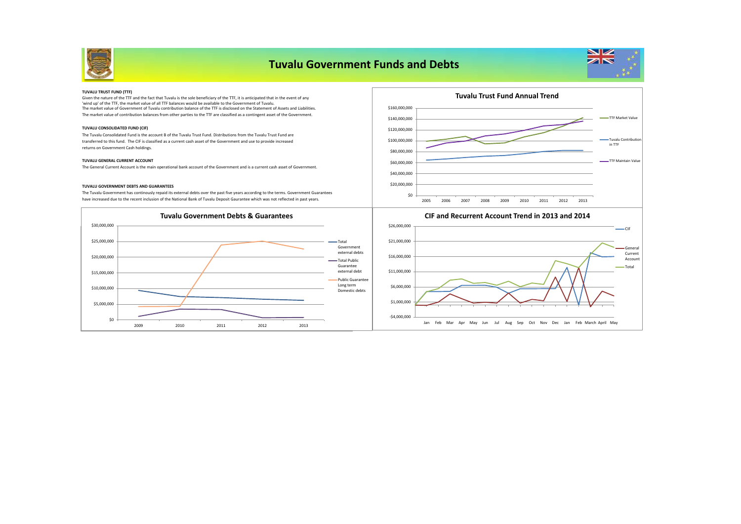# Tuvalu Government Funds and Debts

**TUVALU TRUST FUND (TTF)**

Given the nature of the TTF and the fact that Tuvalu is the sole beneficiary of the TTF, it is anticipated that in the event of any 'wind up' of the TTF, the market value of all TTF balances would be available to the Government of Tuvalu.
The market value of Government of Tuvalu contribution balance of the TTF is disclosed on the Statement of Assets and Liabilities.
The market value of contribution balances from other parties to the TTF are classified as a contingent asset of the Government.

**TUVALU CONSOLIDATED FUND (CIF)**

The Tuvalu Consolidated Fund is the account B of the Tuvalu Trust Fund. Distributions from the Tuvalu Trust Fund are transferred to this fund. The CIF is classified as a current cash asset of the Government and use to provide increased returns on Government Cash holdings.

**TUVALU GENERAL CURRENT ACCOUNT**

The General Current Account is the main operational bank account of the Government and is a current cash asset of Government.

**TUVALU GOVERNMENT DEBTS AND GUARANTEES**

The Tuvalu Government has continously repaid its external debts over the past five years according to the terms. Government Guarantees have increased due to the recent inclusion of the National Bank of Tuvalu Deposit Gaurantee which was not reflected in past years.

**Tuvalu Trust Fund Annual Trend**

$160,000,000
$140,000,000
$120,000,000
$100,000,000
$80,000,000
$60,000,000
$40,000,000
$20,000,000
$0

2005 2006 2007 2008 2009 2010 2011 2012 2013

TTF Market Value
Tuvalu Contribution in TTF
TTF Maintain Value

**Tuvalu Government Debts & Guarantees**

$30,000,000
$25,000,000
$20,000,000
$15,000,000
$10,000,000
$5,000,000
$0

2009 2010 2011 2012 2013

Total Government external debts
Total Public Guarantee external debt
Public Guarantee Long term Domestic debts

**CIF and Recurrent Account Trend in 2013 and 2014**

$26,000,000
$21,000,000
$16,000,000
$11,000,000
$6,000,000
$1,000,000
-$4,000,000

Jan Feb Mar Apr May Jun Jul Aug Sep Oct Nov Dec Jan Feb March April May

CIF
General Current Account
Total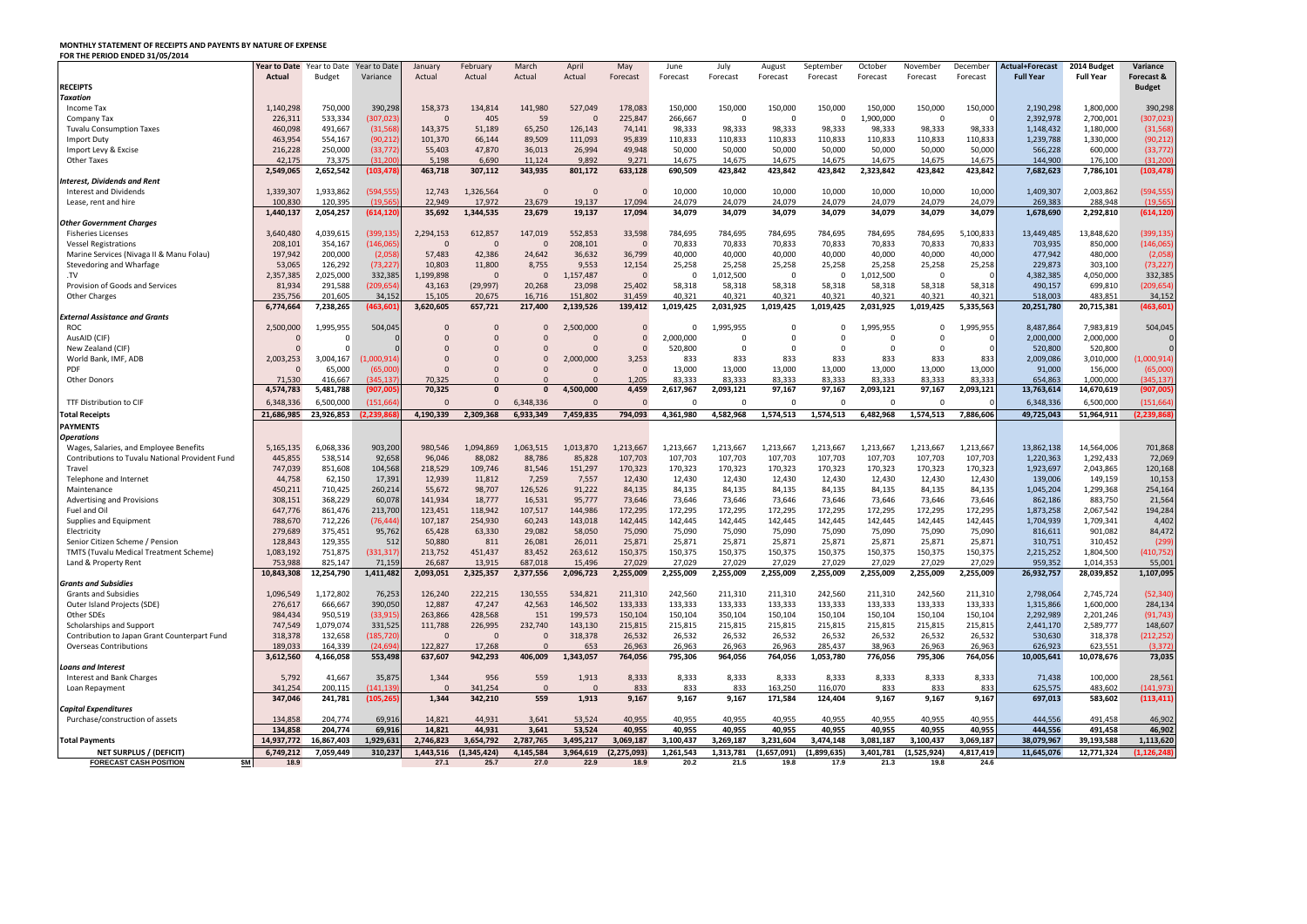**MONTHLY STATEMENT OF RECEIPTS AND PAYENTS BY NATURE OF EXPENSE**
**FOR THE PERIOD ENDED 31/05/2014**

| | Year to Date Actual | Year to Date Budget | Year to Date Variance | January Actual | February Actual | March Actual | April Actual | May Forecast | June Forecast | July Forecast | August Forecast | September Forecast | October Forecast | November Forecast | December Forecast | Actual+Forecast Full Year | 2014 Budget Full Year | Variance Forecast & Budget |
|---|---|---|---|---|---|---|---|---|---|---|---|---|---|---|---|---|---|---|
| **RECEIPTS** | | | | | | | | | | | | | | | | | | |
| ***Taxation*** | | | | | | | | | | | | | | | | | | |
| Income Tax | 1,140,298 | 750,000 | 390,298 | 158,373 | 134,814 | 141,980 | 527,049 | 178,083 | 150,000 | 150,000 | 150,000 | 150,000 | 150,000 | 150,000 | 150,000 | 2,190,298 | 1,800,000 | 390,298 |
| Company Tax | 226,311 | 533,334 | (307,023) | 0 | 405 | 59 | 0 | 225,847 | 266,667 | 0 | 0 | 0 | 1,900,000 | 0 | 0 | 2,392,978 | 2,700,001 | (307,023) |
| Tuvalu Consumption Taxes | 460,098 | 491,667 | (31,568) | 143,375 | 51,189 | 65,250 | 126,143 | 74,141 | 98,333 | 98,333 | 98,333 | 98,333 | 98,333 | 98,333 | 98,333 | 1,148,432 | 1,180,000 | (31,568) |
| Import Duty | 463,954 | 554,167 | (90,212) | 101,370 | 66,144 | 89,509 | 111,093 | 95,839 | 110,833 | 110,833 | 110,833 | 110,833 | 110,833 | 110,833 | 110,833 | 1,239,788 | 1,330,000 | (90,212) |
| Import Levy & Excise | 216,228 | 250,000 | (33,772) | 55,403 | 47,870 | 36,013 | 26,994 | 49,948 | 50,000 | 50,000 | 50,000 | 50,000 | 50,000 | 50,000 | 50,000 | 566,228 | 600,000 | (33,772) |
| Other Taxes | 42,175 | 73,375 | (31,200) | 5,198 | 6,690 | 11,124 | 9,892 | 9,271 | 14,675 | 14,675 | 14,675 | 14,675 | 14,675 | 14,675 | 14,675 | 144,900 | 176,100 | (31,200) |
| | 2,549,065 | 2,652,542 | (103,478) | 463,718 | 307,112 | 343,935 | 801,172 | 633,128 | 690,509 | 423,842 | 423,842 | 423,842 | 2,323,842 | 423,842 | 423,842 | 7,682,623 | 7,786,101 | (103,478) |
| ***Interest, Dividends and Rent*** | | | | | | | | | | | | | | | | | | |
| Interest and Dividends | 1,339,307 | 1,933,862 | (594,555) | 12,743 | 1,326,564 | 0 | 0 | 0 | 10,000 | 10,000 | 10,000 | 10,000 | 10,000 | 10,000 | 10,000 | 1,409,307 | 2,003,862 | (594,555) |
| Lease, rent and hire | 100,830 | 120,395 | (19,565) | 22,949 | 17,972 | 23,679 | 19,137 | 17,094 | 24,079 | 24,079 | 24,079 | 24,079 | 24,079 | 24,079 | 24,079 | 269,383 | 288,948 | (19,565) |
| | 1,440,137 | 2,054,257 | (614,120) | 35,692 | 1,344,535 | 23,679 | 19,137 | 17,094 | 34,079 | 34,079 | 34,079 | 34,079 | 34,079 | 34,079 | 34,079 | 1,678,690 | 2,292,810 | (614,120) |
| ***Other Government Charges*** | | | | | | | | | | | | | | | | | | |
| Fisheries Licenses | 3,640,480 | 4,039,615 | (399,135) | 2,294,153 | 612,857 | 147,019 | 552,853 | 33,598 | 784,695 | 784,695 | 784,695 | 784,695 | 784,695 | 784,695 | 5,100,833 | 13,449,485 | 13,848,620 | (399,135) |
| Vessel Registrations | 208,101 | 354,167 | (146,065) | 0 | 0 | 0 | 208,101 | 0 | 70,833 | 70,833 | 70,833 | 70,833 | 70,833 | 70,833 | 70,833 | 703,935 | 850,000 | (146,065) |
| Marine Services (Nivaga II & Manu Folau) | 197,942 | 200,000 | (2,058) | 57,483 | 42,386 | 24,642 | 36,632 | 36,799 | 40,000 | 40,000 | 40,000 | 40,000 | 40,000 | 40,000 | 40,000 | 477,942 | 480,000 | (2,058) |
| Stevedoring and Wharfage | 53,065 | 126,292 | (73,227) | 10,803 | 11,800 | 8,755 | 9,553 | 12,154 | 25,258 | 25,258 | 25,258 | 25,258 | 25,258 | 25,258 | 25,258 | 229,873 | 303,100 | (73,227) |
| .TV | 2,357,385 | 2,025,000 | 332,385 | 1,199,898 | 0 | 0 | 1,157,487 | 0 | 0 | 1,012,500 | 0 | 0 | 1,012,500 | 0 | 0 | 4,382,385 | 4,050,000 | 332,385 |
| Provision of Goods and Services | 81,934 | 291,588 | (209,654) | 43,163 | (29,997) | 20,268 | 23,098 | 25,402 | 58,318 | 58,318 | 58,318 | 58,318 | 58,318 | 58,318 | 58,318 | 490,157 | 699,810 | (209,654) |
| Other Charges | 235,756 | 201,605 | 34,152 | 15,105 | 20,675 | 16,716 | 151,802 | 31,459 | 40,321 | 40,321 | 40,321 | 40,321 | 40,321 | 40,321 | 40,321 | 518,003 | 483,851 | 34,152 |
| | 6,774,664 | 7,238,265 | (463,601) | 3,620,605 | 657,721 | 217,400 | 2,139,526 | 139,412 | 1,019,425 | 2,031,925 | 1,019,425 | 1,019,425 | 2,031,925 | 1,019,425 | 5,335,563 | 20,251,780 | 20,715,381 | (463,601) |
| ***External Assistance and Grants*** | | | | | | | | | | | | | | | | | | |
| ROC | 2,500,000 | 1,995,955 | 504,045 | 0 | 0 | 0 | 2,500,000 | 0 | 0 | 1,995,955 | 0 | 0 | 1,995,955 | 0 | 1,995,955 | 8,487,864 | 7,983,819 | 504,045 |
| AusAID (CIF) | 0 | 0 | 0 | 0 | 0 | 0 | 0 | 0 | 2,000,000 | 0 | 0 | 0 | 0 | 0 | 0 | 2,000,000 | 2,000,000 | 0 |
| New Zealand (CIF) | 0 | 0 | 0 | 0 | 0 | 0 | 0 | 0 | 520,800 | 0 | 0 | 0 | 0 | 0 | 0 | 520,800 | 520,800 | 0 |
| World Bank, IMF, ADB | 2,003,253 | 3,004,167 | (1,000,914) | 0 | 0 | 0 | 2,000,000 | 3,253 | 833 | 833 | 833 | 833 | 833 | 833 | 833 | 2,009,086 | 3,010,000 | (1,000,914) |
| PDF | 0 | 65,000 | (65,000) | 0 | 0 | 0 | 0 | 0 | 13,000 | 13,000 | 13,000 | 13,000 | 13,000 | 13,000 | 13,000 | 91,000 | 156,000 | (65,000) |
| Other Donors | 71,530 | 416,667 | (345,137) | 70,325 | 0 | 0 | 0 | 1,205 | 83,333 | 83,333 | 83,333 | 83,333 | 83,333 | 83,333 | 83,333 | 654,863 | 1,000,000 | (345,137) |
| | 4,574,783 | 5,481,788 | (907,005) | 70,325 | 0 | 0 | 4,500,000 | 4,459 | 2,617,967 | 2,093,121 | 97,167 | 97,167 | 2,093,121 | 97,167 | 2,093,121 | 13,763,614 | 14,670,619 | (907,005) |
| TTF Distribution to CIF | 6,348,336 | 6,500,000 | (151,664) | 0 | 0 | 6,348,336 | 0 | 0 | 0 | 0 | 0 | 0 | 0 | 0 | 0 | 6,348,336 | 6,500,000 | (151,664) |
| **Total Receipts** | 21,686,985 | 23,926,853 | (2,239,868) | 4,190,339 | 2,309,368 | 6,933,349 | 7,459,835 | 794,093 | 4,361,980 | 4,582,968 | 1,574,513 | 1,574,513 | 6,482,968 | 1,574,513 | 7,886,606 | 49,725,043 | 51,964,911 | (2,239,868) |
| **PAYMENTS** | | | | | | | | | | | | | | | | | | |
| ***Operations*** | | | | | | | | | | | | | | | | | | |
| Wages, Salaries, and Employee Benefits | 5,165,135 | 6,068,336 | 903,200 | 980,546 | 1,094,869 | 1,063,515 | 1,013,870 | 1,213,667 | 1,213,667 | 1,213,667 | 1,213,667 | 1,213,667 | 1,213,667 | 1,213,667 | 1,213,667 | 13,862,138 | 14,564,006 | 701,868 |
| Contributions to Tuvalu National Provident Fund | 445,855 | 538,514 | 92,658 | 96,046 | 88,082 | 88,786 | 85,828 | 107,703 | 107,703 | 107,703 | 107,703 | 107,703 | 107,703 | 107,703 | 107,703 | 1,220,363 | 1,292,433 | 72,069 |
| Travel | 747,039 | 851,608 | 104,568 | 218,529 | 109,746 | 81,546 | 151,297 | 170,323 | 170,323 | 170,323 | 170,323 | 170,323 | 170,323 | 170,323 | 170,323 | 1,923,697 | 2,043,865 | 120,168 |
| Telephone and Internet | 44,758 | 62,150 | 17,391 | 12,939 | 11,812 | 7,259 | 7,557 | 12,430 | 12,430 | 12,430 | 12,430 | 12,430 | 12,430 | 12,430 | 12,430 | 139,006 | 149,159 | 10,153 |
| Maintenance | 450,211 | 710,425 | 260,214 | 55,672 | 98,707 | 126,526 | 91,222 | 84,135 | 84,135 | 84,135 | 84,135 | 84,135 | 84,135 | 84,135 | 84,135 | 1,045,204 | 1,299,368 | 254,164 |
| Advertising and Provisions | 308,151 | 368,229 | 60,078 | 141,934 | 18,777 | 16,531 | 95,777 | 73,646 | 73,646 | 73,646 | 73,646 | 73,646 | 73,646 | 73,646 | 73,646 | 862,186 | 883,750 | 21,564 |
| Fuel and Oil | 647,776 | 861,476 | 213,700 | 123,451 | 118,942 | 107,517 | 144,986 | 172,295 | 172,295 | 172,295 | 172,295 | 172,295 | 172,295 | 172,295 | 172,295 | 1,873,258 | 2,067,542 | 194,284 |
| Supplies and Equipment | 788,670 | 712,226 | (76,444) | 107,187 | 254,930 | 60,243 | 143,018 | 142,445 | 142,445 | 142,445 | 142,445 | 142,445 | 142,445 | 142,445 | 142,445 | 1,704,939 | 1,709,341 | 4,402 |
| Electricity | 279,689 | 375,451 | 95,762 | 65,428 | 63,330 | 29,082 | 58,050 | 75,090 | 75,090 | 75,090 | 75,090 | 75,090 | 75,090 | 75,090 | 75,090 | 816,611 | 901,082 | 84,472 |
| Senior Citizen Scheme / Pension | 128,843 | 129,355 | 512 | 50,880 | 811 | 26,081 | 26,011 | 25,871 | 25,871 | 25,871 | 25,871 | 25,871 | 25,871 | 25,871 | 25,871 | 310,751 | 310,452 | (299) |
| TMTS (Tuvalu Medical Treatment Scheme) | 1,083,192 | 751,875 | (331,317) | 213,752 | 451,437 | 83,452 | 263,612 | 150,375 | 150,375 | 150,375 | 150,375 | 150,375 | 150,375 | 150,375 | 150,375 | 2,215,252 | 1,804,500 | (410,752) |
| Land & Property Rent | 753,988 | 825,147 | 71,159 | 26,687 | 13,915 | 687,018 | 15,496 | 27,029 | 27,029 | 27,029 | 27,029 | 27,029 | 27,029 | 27,029 | 27,029 | 959,352 | 1,014,353 | 55,001 |
| | 10,843,308 | 12,254,790 | 1,411,482 | 2,093,051 | 2,325,357 | 2,377,556 | 2,096,723 | 2,255,009 | 2,255,009 | 2,255,009 | 2,255,009 | 2,255,009 | 2,255,009 | 2,255,009 | 2,255,009 | 26,932,757 | 28,039,852 | 1,107,095 |
| ***Grants and Subsidies*** | | | | | | | | | | | | | | | | | | |
| Grants and Subsidies | 1,096,549 | 1,172,802 | 76,253 | 126,240 | 222,215 | 130,555 | 534,821 | 211,310 | 242,560 | 211,310 | 211,310 | 242,560 | 211,310 | 242,560 | 211,310 | 2,798,064 | 2,745,724 | (52,340) |
| Outer Island Projects (SDE) | 276,617 | 666,667 | 390,050 | 12,887 | 47,247 | 42,563 | 146,502 | 133,333 | 133,333 | 133,333 | 133,333 | 133,333 | 133,333 | 133,333 | 133,333 | 1,315,866 | 1,600,000 | 284,134 |
| Other SDEs | 984,434 | 950,519 | (33,915) | 263,866 | 428,568 | 151 | 199,573 | 150,104 | 150,104 | 350,104 | 150,104 | 150,104 | 150,104 | 150,104 | 150,104 | 2,292,989 | 2,201,246 | (91,743) |
| Scholarships and Support | 747,549 | 1,079,074 | 331,525 | 111,788 | 226,995 | 232,740 | 143,130 | 215,815 | 215,815 | 215,815 | 215,815 | 215,815 | 215,815 | 215,815 | 215,815 | 2,441,170 | 2,589,777 | 148,607 |
| Contribution to Japan Grant Counterpart Fund | 318,378 | 132,658 | (185,720) | 0 | 0 | 0 | 318,378 | 26,532 | 26,532 | 26,532 | 26,532 | 26,532 | 26,532 | 26,532 | 26,532 | 530,630 | 318,378 | (212,252) |
| Overseas Contributions | 189,033 | 164,339 | (24,694) | 122,827 | 17,268 | 0 | 653 | 26,963 | 26,963 | 26,963 | 26,963 | 285,437 | 38,963 | 26,963 | 26,963 | 626,923 | 623,551 | (3,372) |
| | 3,612,560 | 4,166,058 | 553,498 | 637,607 | 942,293 | 406,009 | 1,343,057 | 764,056 | 795,306 | 964,056 | 764,056 | 1,053,780 | 776,056 | 795,306 | 764,056 | 10,005,641 | 10,078,676 | 73,035 |
| ***Loans and Interest*** | | | | | | | | | | | | | | | | | | |
| Interest and Bank Charges | 5,792 | 41,667 | 35,875 | 1,344 | 956 | 559 | 1,913 | 8,333 | 8,333 | 8,333 | 8,333 | 8,333 | 8,333 | 8,333 | 8,333 | 71,438 | 100,000 | 28,561 |
| Loan Repayment | 341,254 | 200,115 | (141,139) | 0 | 341,254 | 0 | 0 | 833 | 833 | 833 | 163,250 | 116,070 | 833 | 833 | 833 | 625,575 | 483,602 | (141,973) |
| | 347,046 | 241,781 | (105,265) | 1,344 | 342,210 | 559 | 1,913 | 9,167 | 9,167 | 9,167 | 171,584 | 124,404 | 9,167 | 9,167 | 9,167 | 697,013 | 583,602 | (113,411) |
| ***Capital Expenditures*** | | | | | | | | | | | | | | | | | | |
| Purchase/construction of assets | 134,858 | 204,774 | 69,916 | 14,821 | 44,931 | 3,641 | 53,524 | 40,955 | 40,955 | 40,955 | 40,955 | 40,955 | 40,955 | 40,955 | 40,955 | 444,556 | 491,458 | 46,902 |
| | 134,858 | 204,774 | 69,916 | 14,821 | 44,931 | 3,641 | 53,524 | 40,955 | 40,955 | 40,955 | 40,955 | 40,955 | 40,955 | 40,955 | 40,955 | 444,556 | 491,458 | 46,902 |
| **Total Payments** | 14,937,772 | 16,867,403 | 1,929,631 | 2,746,823 | 3,654,792 | 2,787,765 | 3,495,217 | 3,069,187 | 3,100,437 | 3,269,187 | 3,231,604 | 3,474,148 | 3,081,187 | 3,100,437 | 3,069,187 | 38,079,967 | 39,193,588 | 1,113,620 |
| **NET SURPLUS / (DEFICIT)** | 6,749,212 | 7,059,449 | 310,237 | 1,443,516 | (1,345,424) | 4,145,584 | 3,964,619 | (2,275,093) | 1,261,543 | 1,313,781 | (1,657,091) | (1,899,635) | 3,401,781 | (1,525,924) | 4,817,419 | 11,645,076 | 12,771,324 | (1,126,248) |
| **FORECAST CASH POSITION $M** | 18.9 | | | 27.1 | 25.7 | 27.0 | 22.9 | 18.9 | 20.2 | 21.5 | 19.8 | 17.9 | 21.3 | 19.8 | 24.6 | | | |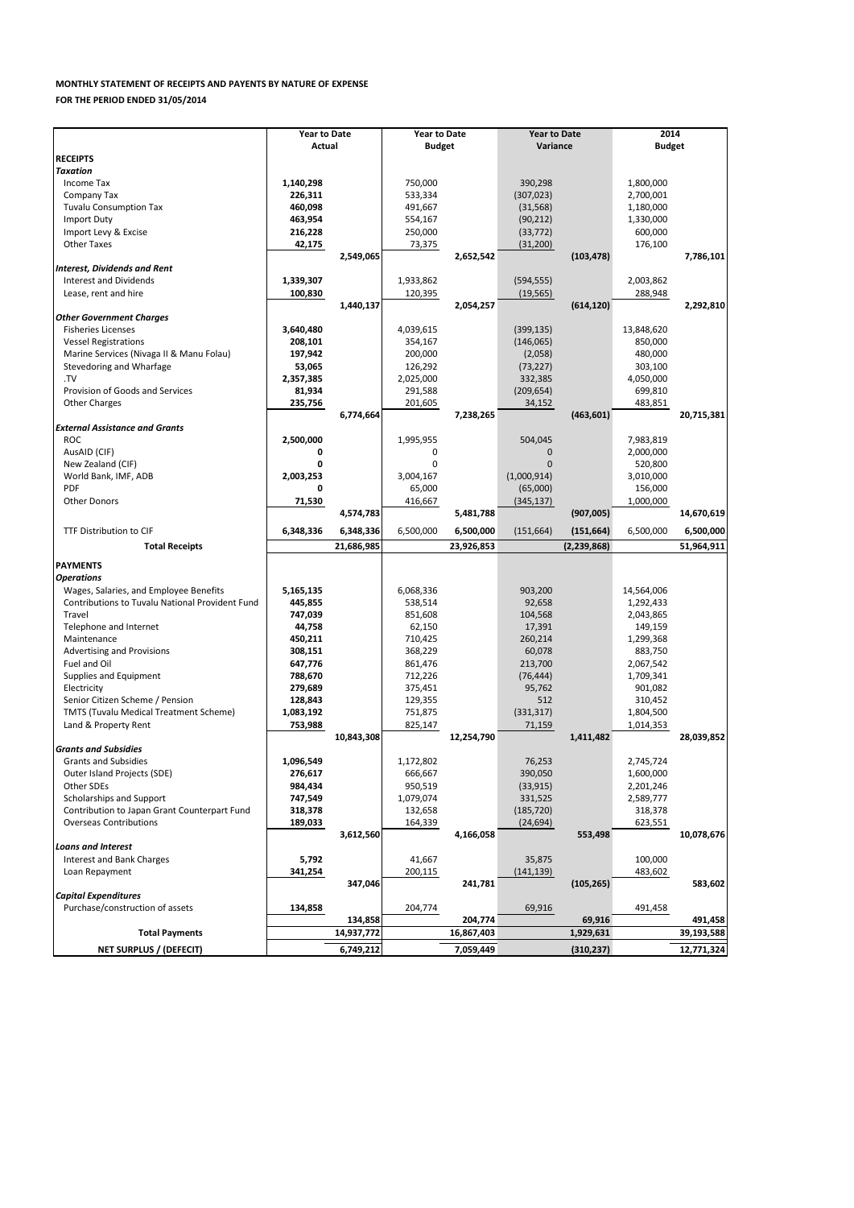**MONTHLY STATEMENT OF RECEIPTS AND PAYENTS BY NATURE OF EXPENSE**

**FOR THE PERIOD ENDED 31/05/2014**

| | Year to Date Actual | | Year to Date Budget | | Year to Date Variance | | 2014 Budget | |
|---|---|---|---|---|---|---|---|---|
| **RECEIPTS** | | | | | | | | |
| ***Taxation*** | | | | | | | | |
| Income Tax | **1,140,298** | | 750,000 | | 390,298 | | 1,800,000 | |
| Company Tax | **226,311** | | 533,334 | | (307,023) | | 2,700,001 | |
| Tuvalu Consumption Tax | **460,098** | | 491,667 | | (31,568) | | 1,180,000 | |
| Import Duty | **463,954** | | 554,167 | | (90,212) | | 1,330,000 | |
| Import Levy & Excise | **216,228** | | 250,000 | | (33,772) | | 600,000 | |
| Other Taxes | **42,175** | | 73,375 | | (31,200) | | 176,100 | |
| | | **2,549,065** | | **2,652,542** | | **(103,478)** | | **7,786,101** |
| ***Interest, Dividends and Rent*** | | | | | | | | |
| Interest and Dividends | **1,339,307** | | 1,933,862 | | (594,555) | | 2,003,862 | |
| Lease, rent and hire | **100,830** | | 120,395 | | (19,565) | | 288,948 | |
| | | **1,440,137** | | **2,054,257** | | **(614,120)** | | **2,292,810** |
| ***Other Government Charges*** | | | | | | | | |
| Fisheries Licenses | **3,640,480** | | 4,039,615 | | (399,135) | | 13,848,620 | |
| Vessel Registrations | **208,101** | | 354,167 | | (146,065) | | 850,000 | |
| Marine Services (Nivaga II & Manu Folau) | **197,942** | | 200,000 | | (2,058) | | 480,000 | |
| Stevedoring and Wharfage | **53,065** | | 126,292 | | (73,227) | | 303,100 | |
| .TV | **2,357,385** | | 2,025,000 | | 332,385 | | 4,050,000 | |
| Provision of Goods and Services | **81,934** | | 291,588 | | (209,654) | | 699,810 | |
| Other Charges | **235,756** | | 201,605 | | 34,152 | | 483,851 | |
| | | **6,774,664** | | **7,238,265** | | **(463,601)** | | **20,715,381** |
| ***External Assistance and Grants*** | | | | | | | | |
| ROC | **2,500,000** | | 1,995,955 | | 504,045 | | 7,983,819 | |
| AusAID (CIF) | **0** | | 0 | | 0 | | 2,000,000 | |
| New Zealand (CIF) | **0** | | 0 | | 0 | | 520,800 | |
| World Bank, IMF, ADB | **2,003,253** | | 3,004,167 | | (1,000,914) | | 3,010,000 | |
| PDF | **0** | | 65,000 | | (65,000) | | 156,000 | |
| Other Donors | **71,530** | | 416,667 | | (345,137) | | 1,000,000 | |
| | | **4,574,783** | | **5,481,788** | | **(907,005)** | | **14,670,619** |
| TTF Distribution to CIF | **6,348,336** | **6,348,336** | 6,500,000 | **6,500,000** | (151,664) | **(151,664)** | 6,500,000 | **6,500,000** |
| **Total Receipts** | | **21,686,985** | | **23,926,853** | | **(2,239,868)** | | **51,964,911** |
| **PAYMENTS** | | | | | | | | |
| ***Operations*** | | | | | | | | |
| Wages, Salaries, and Employee Benefits | **5,165,135** | | 6,068,336 | | 903,200 | | 14,564,006 | |
| Contributions to Tuvalu National Provident Fund | **445,855** | | 538,514 | | 92,658 | | 1,292,433 | |
| Travel | **747,039** | | 851,608 | | 104,568 | | 2,043,865 | |
| Telephone and Internet | **44,758** | | 62,150 | | 17,391 | | 149,159 | |
| Maintenance | **450,211** | | 710,425 | | 260,214 | | 1,299,368 | |
| Advertising and Provisions | **308,151** | | 368,229 | | 60,078 | | 883,750 | |
| Fuel and Oil | **647,776** | | 861,476 | | 213,700 | | 2,067,542 | |
| Supplies and Equipment | **788,670** | | 712,226 | | (76,444) | | 1,709,341 | |
| Electricity | **279,689** | | 375,451 | | 95,762 | | 901,082 | |
| Senior Citizen Scheme / Pension | **128,843** | | 129,355 | | 512 | | 310,452 | |
| TMTS (Tuvalu Medical Treatment Scheme) | **1,083,192** | | 751,875 | | (331,317) | | 1,804,500 | |
| Land & Property Rent | **753,988** | | 825,147 | | 71,159 | | 1,014,353 | |
| | | **10,843,308** | | **12,254,790** | | **1,411,482** | | **28,039,852** |
| ***Grants and Subsidies*** | | | | | | | | |
| Grants and Subsidies | **1,096,549** | | 1,172,802 | | 76,253 | | 2,745,724 | |
| Outer Island Projects (SDE) | **276,617** | | 666,667 | | 390,050 | | 1,600,000 | |
| Other SDEs | **984,434** | | 950,519 | | (33,915) | | 2,201,246 | |
| Scholarships and Support | **747,549** | | 1,079,074 | | 331,525 | | 2,589,777 | |
| Contribution to Japan Grant Counterpart Fund | **318,378** | | 132,658 | | (185,720) | | 318,378 | |
| Overseas Contributions | **189,033** | | 164,339 | | (24,694) | | 623,551 | |
| | | **3,612,560** | | **4,166,058** | | **553,498** | | **10,078,676** |
| ***Loans and Interest*** | | | | | | | | |
| Interest and Bank Charges | **5,792** | | 41,667 | | 35,875 | | 100,000 | |
| Loan Repayment | **341,254** | | 200,115 | | (141,139) | | 483,602 | |
| | | **347,046** | | **241,781** | | **(105,265)** | | **583,602** |
| ***Capital Expenditures*** | | | | | | | | |
| Purchase/construction of assets | **134,858** | | 204,774 | | 69,916 | | 491,458 | |
| | | **134,858** | | **204,774** | | **69,916** | | **491,458** |
| **Total Payments** | | **14,937,772** | | **16,867,403** | | **1,929,631** | | **39,193,588** |
| **NET SURPLUS / (DEFECIT)** | | **6,749,212** | | **7,059,449** | | **(310,237)** | | **12,771,324** |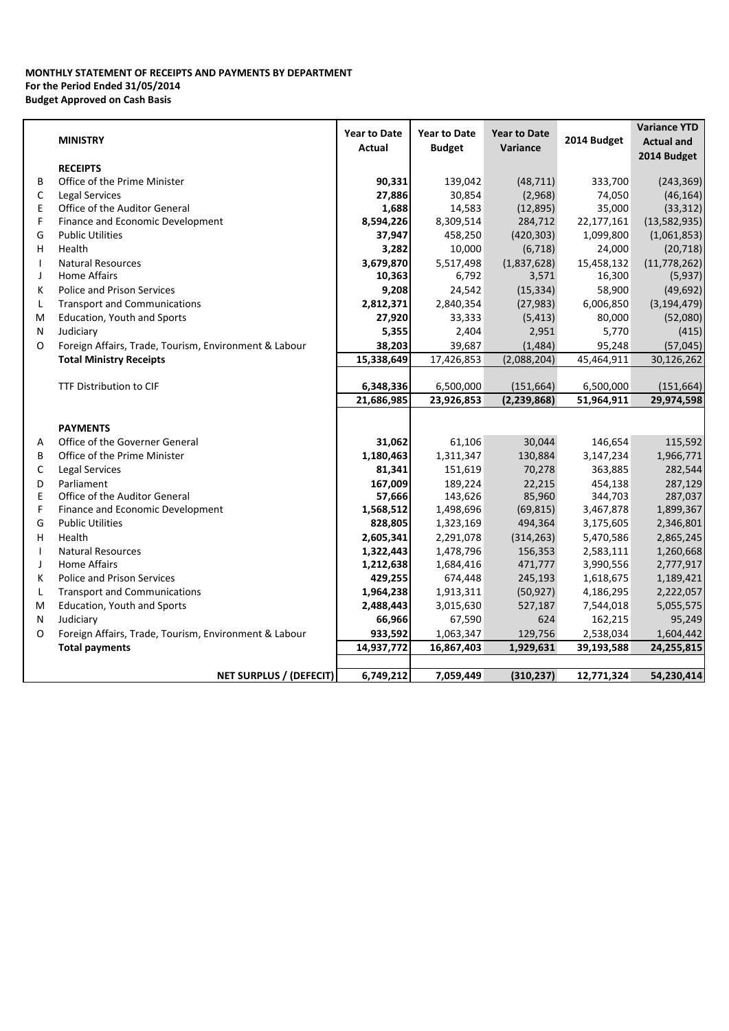**MONTHLY STATEMENT OF RECEIPTS AND PAYMENTS BY DEPARTMENT**
**For the Period Ended 31/05/2014**
**Budget Approved on Cash Basis**

| | MINISTRY | Year to Date Actual | Year to Date Budget | Year to Date Variance | 2014 Budget | Variance YTD Actual and 2014 Budget |
|---|---|---|---|---|---|---|
| | **RECEIPTS** | | | | | |
| B | Office of the Prime Minister | **90,331** | 139,042 | (48,711) | 333,700 | (243,369) |
| C | Legal Services | **27,886** | 30,854 | (2,968) | 74,050 | (46,164) |
| E | Office of the Auditor General | **1,688** | 14,583 | (12,895) | 35,000 | (33,312) |
| F | Finance and Economic Development | **8,594,226** | 8,309,514 | 284,712 | 22,177,161 | (13,582,935) |
| G | Public Utilities | **37,947** | 458,250 | (420,303) | 1,099,800 | (1,061,853) |
| H | Health | **3,282** | 10,000 | (6,718) | 24,000 | (20,718) |
| I | Natural Resources | **3,679,870** | 5,517,498 | (1,837,628) | 15,458,132 | (11,778,262) |
| J | Home Affairs | **10,363** | 6,792 | 3,571 | 16,300 | (5,937) |
| K | Police and Prison Services | **9,208** | 24,542 | (15,334) | 58,900 | (49,692) |
| L | Transport and Communications | **2,812,371** | 2,840,354 | (27,983) | 6,006,850 | (3,194,479) |
| M | Education, Youth and Sports | **27,920** | 33,333 | (5,413) | 80,000 | (52,080) |
| N | Judiciary | **5,355** | 2,404 | 2,951 | 5,770 | (415) |
| O | Foreign Affairs, Trade, Tourism, Environment & Labour | **38,203** | 39,687 | (1,484) | 95,248 | (57,045) |
| | **Total Ministry Receipts** | **15,338,649** | 17,426,853 | (2,088,204) | 45,464,911 | 30,126,262 |
| | TTF Distribution to CIF | **6,348,336** | 6,500,000 | (151,664) | 6,500,000 | (151,664) |
| | | **21,686,985** | **23,926,853** | **(2,239,868)** | **51,964,911** | **29,974,598** |
| | **PAYMENTS** | | | | | |
| A | Office of the Governer General | **31,062** | 61,106 | 30,044 | 146,654 | 115,592 |
| B | Office of the Prime Minister | **1,180,463** | 1,311,347 | 130,884 | 3,147,234 | 1,966,771 |
| C | Legal Services | **81,341** | 151,619 | 70,278 | 363,885 | 282,544 |
| D | Parliament | **167,009** | 189,224 | 22,215 | 454,138 | 287,129 |
| E | Office of the Auditor General | **57,666** | 143,626 | 85,960 | 344,703 | 287,037 |
| F | Finance and Economic Development | **1,568,512** | 1,498,696 | (69,815) | 3,467,878 | 1,899,367 |
| G | Public Utilities | **828,805** | 1,323,169 | 494,364 | 3,175,605 | 2,346,801 |
| H | Health | **2,605,341** | 2,291,078 | (314,263) | 5,470,586 | 2,865,245 |
| I | Natural Resources | **1,322,443** | 1,478,796 | 156,353 | 2,583,111 | 1,260,668 |
| J | Home Affairs | **1,212,638** | 1,684,416 | 471,777 | 3,990,556 | 2,777,917 |
| K | Police and Prison Services | **429,255** | 674,448 | 245,193 | 1,618,675 | 1,189,421 |
| L | Transport and Communications | **1,964,238** | 1,913,311 | (50,927) | 4,186,295 | 2,222,057 |
| M | Education, Youth and Sports | **2,488,443** | 3,015,630 | 527,187 | 7,544,018 | 5,055,575 |
| N | Judiciary | **66,966** | 67,590 | 624 | 162,215 | 95,249 |
| O | Foreign Affairs, Trade, Tourism, Environment & Labour | **933,592** | 1,063,347 | 129,756 | 2,538,034 | 1,604,442 |
| | **Total payments** | **14,937,772** | **16,867,403** | **1,929,631** | **39,193,588** | **24,255,815** |
| | **NET SURPLUS / (DEFECIT)** | **6,749,212** | **7,059,449** | **(310,237)** | **12,771,324** | **54,230,414** |